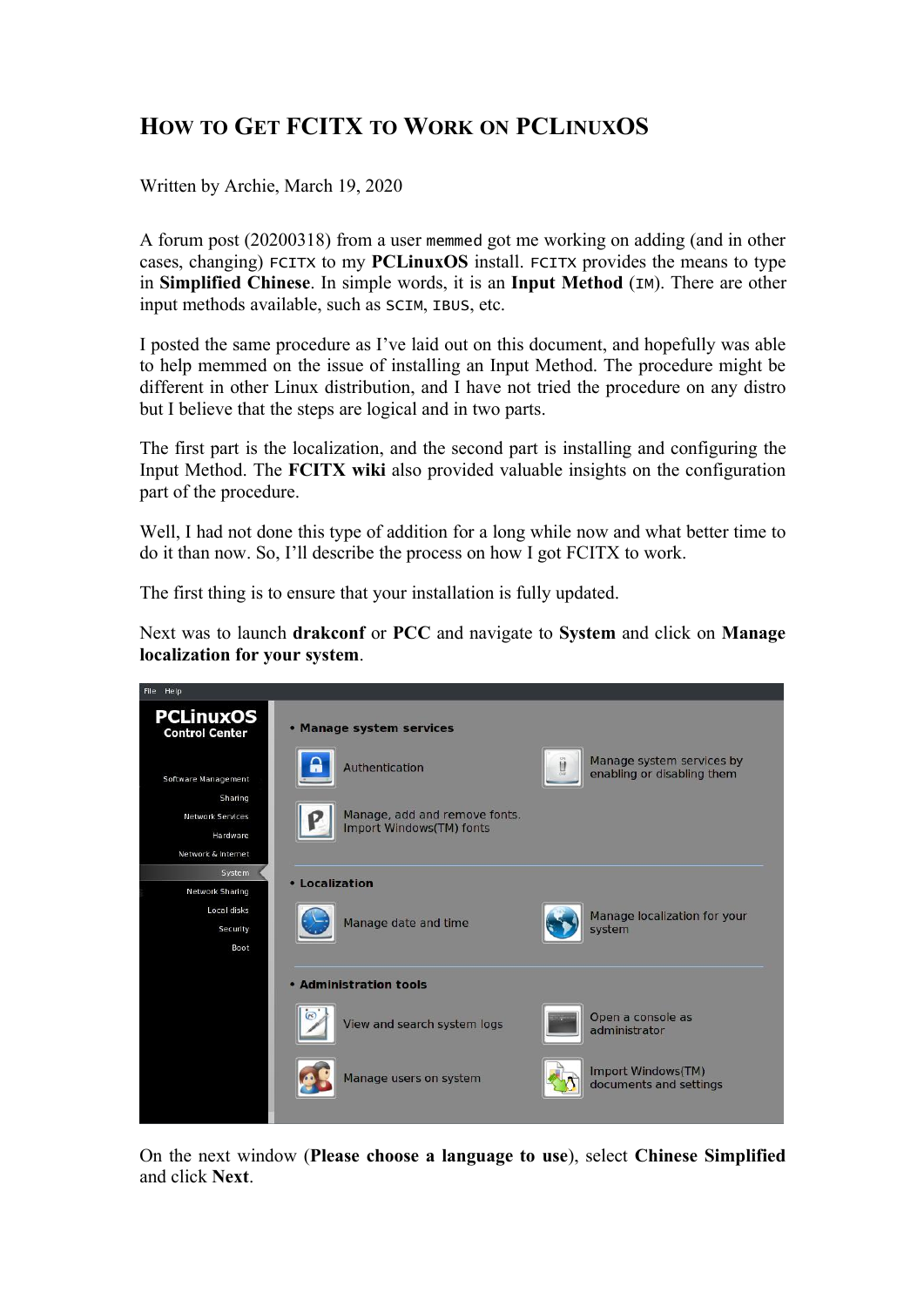# How to Get FCITX to Work on PCLinuxOS

Written by Archie, March 19, 2020

A forum post (20200318) from a user `memmed` got me working on adding (and in other cases, changing) `FCITX` to my **PCLinuxOS** install. `FCITX` provides the means to type in **Simplified Chinese**. In simple words, it is an **Input Method** (`IM`). There are other input methods available, such as `SCIM`, `IBUS`, etc.

I posted the same procedure as I've laid out on this document, and hopefully was able to help memmed on the issue of installing an Input Method. The procedure might be different in other Linux distribution, and I have not tried the procedure on any distro but I believe that the steps are logical and in two parts.

The first part is the localization, and the second part is installing and configuring the Input Method. The **FCITX wiki** also provided valuable insights on the configuration part of the procedure.

Well, I had not done this type of addition for a long while now and what better time to do it than now. So, I'll describe the process on how I got FCITX to work.

The first thing is to ensure that your installation is fully updated.

Next was to launch **drakconf** or **PCC** and navigate to **System** and click on **Manage localization for your system**.

On the next window (**Please choose a language to use**), select **Chinese Simplified** and click **Next**.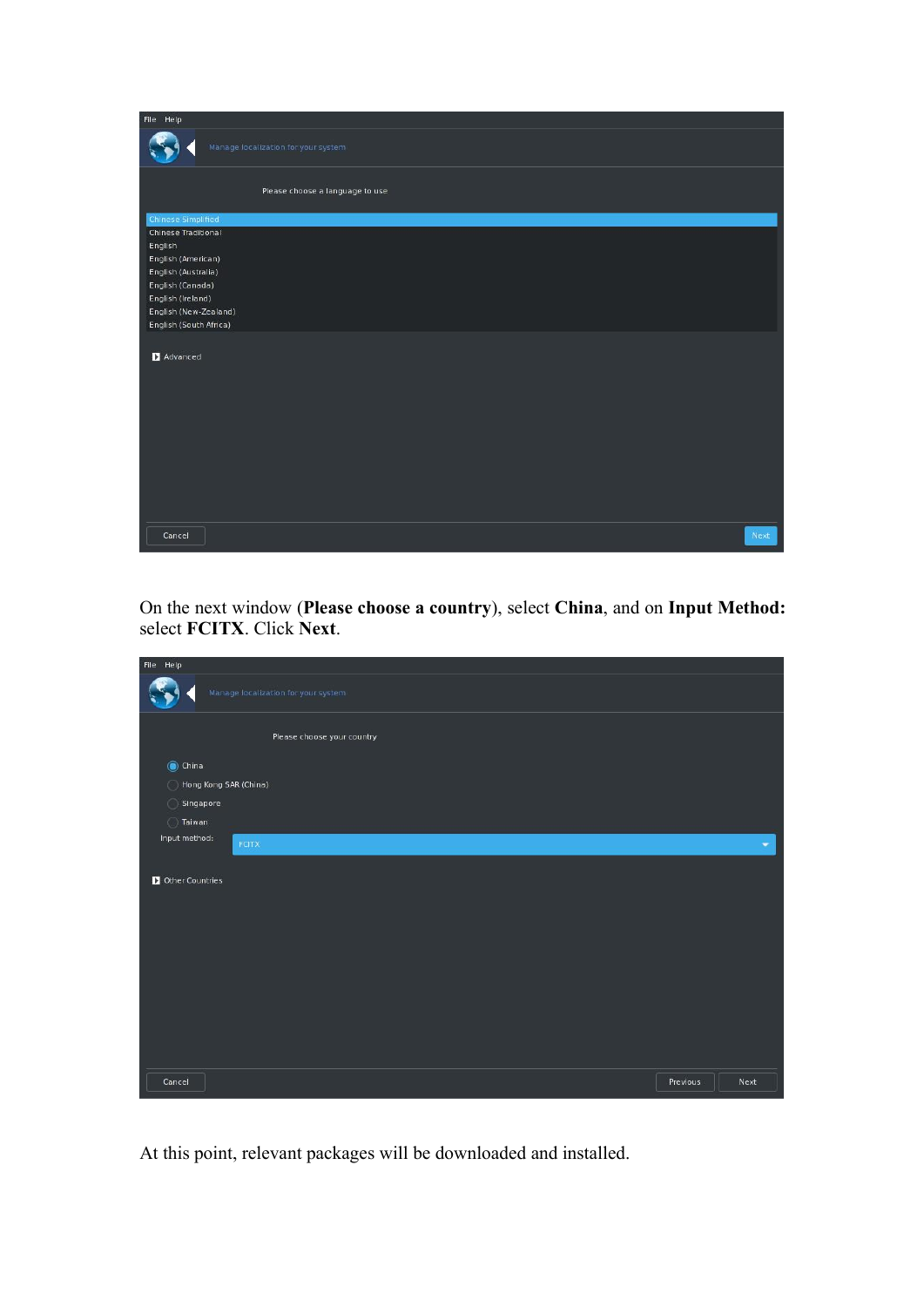On the next window (**Please choose a country**), select **China**, and on **Input Method:** select **FCITX**. Click **Next**.

At this point, relevant packages will be downloaded and installed.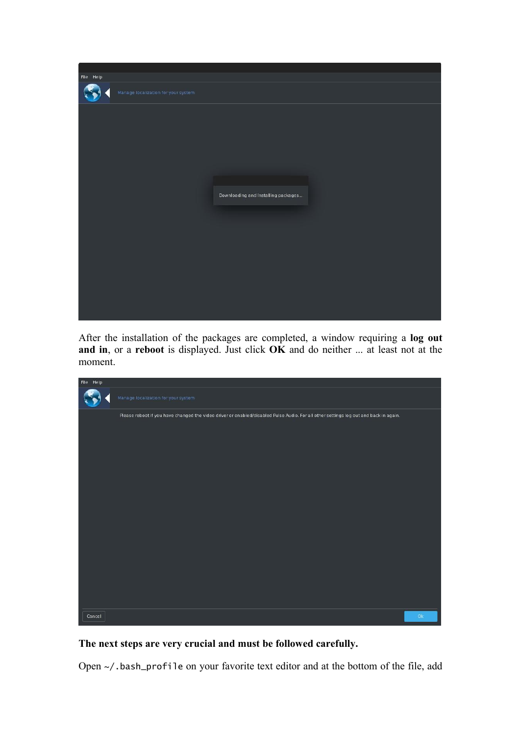After the installation of the packages are completed, a window requiring a **log out and in**, or a **reboot** is displayed. Just click **OK** and do neither ... at least not at the moment.

**The next steps are very crucial and must be followed carefully.**

Open `~/.bash_profile` on your favorite text editor and at the bottom of the file, add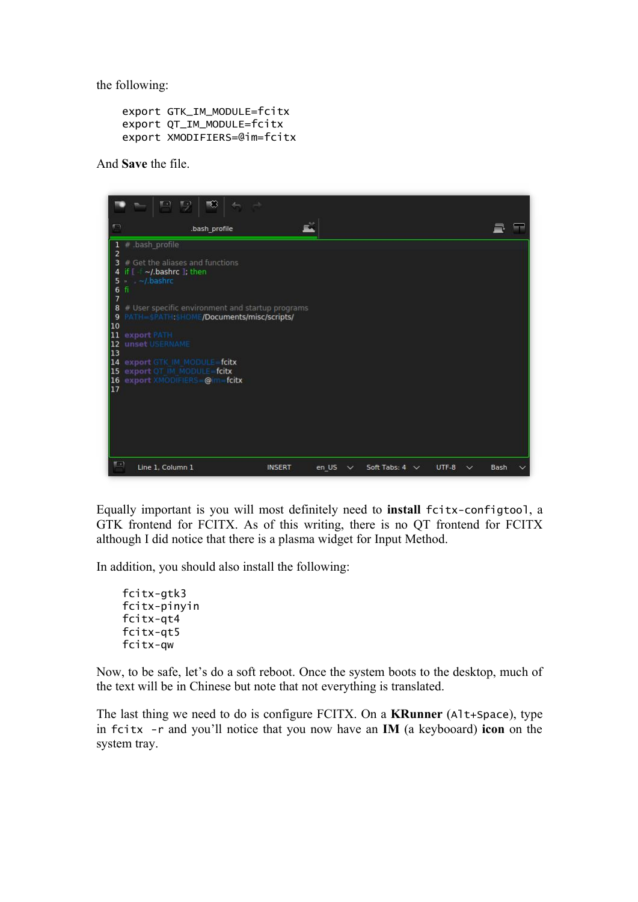the following:

```
export GTK_IM_MODULE=fcitx
export QT_IM_MODULE=fcitx
export XMODIFIERS=@im=fcitx
```

And **Save** the file.

Equally important is you will most definitely need to **install** `fcitx-configtool`, a GTK frontend for FCITX. As of this writing, there is no QT frontend for FCITX although I did notice that there is a plasma widget for Input Method.

In addition, you should also install the following:

```
fcitx-gtk3
fcitx-pinyin
fcitx-qt4
fcitx-qt5
fcitx-qw
```

Now, to be safe, let's do a soft reboot. Once the system boots to the desktop, much of the text will be in Chinese but note that not everything is translated.

The last thing we need to do is configure FCITX. On a **KRunner** (`Alt+Space`), type in `fcitx -r` and you'll notice that you now have an **IM** (a keybooard) **icon** on the system tray.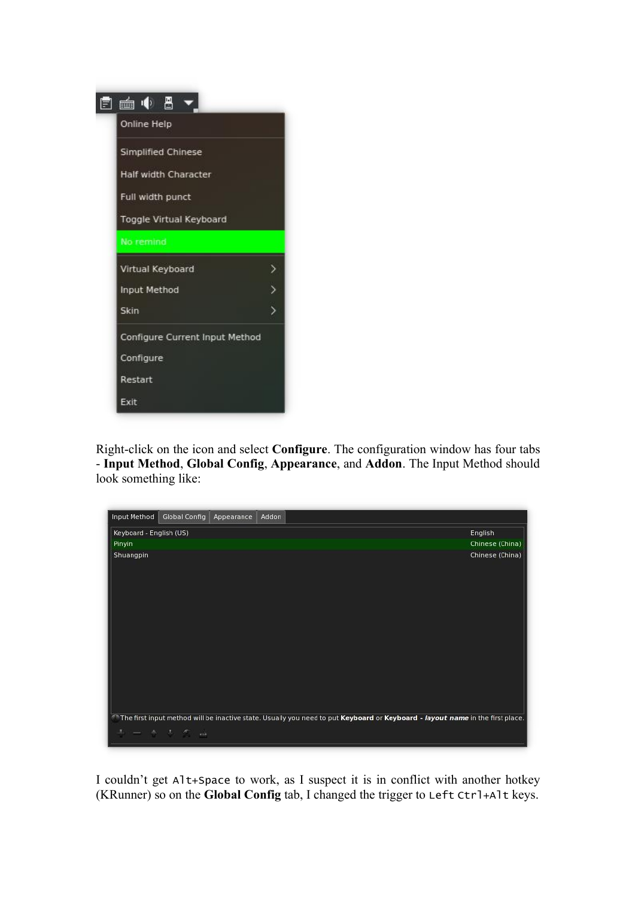Right-click on the icon and select **Configure**. The configuration window has four tabs - **Input Method**, **Global Config**, **Appearance**, and **Addon**. The Input Method should look something like:

I couldn't get `Alt+Space` to work, as I suspect it is in conflict with another hotkey (KRunner) so on the **Global Config** tab, I changed the trigger to `Left Ctrl+Alt` keys.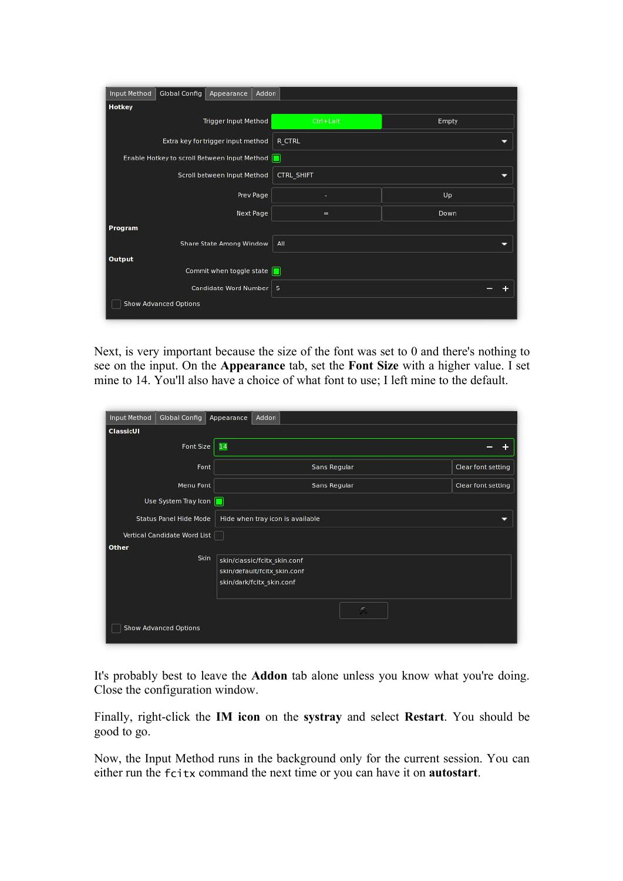Next, is very important because the size of the font was set to 0 and there's nothing to see on the input. On the **Appearance** tab, set the **Font Size** with a higher value. I set mine to 14. You'll also have a choice of what font to use; I left mine to the default.

It's probably best to leave the **Addon** tab alone unless you know what you're doing. Close the configuration window.

Finally, right-click the **IM icon** on the **systray** and select **Restart**. You should be good to go.

Now, the Input Method runs in the background only for the current session. You can either run the `fcitx` command the next time or you can have it on **autostart**.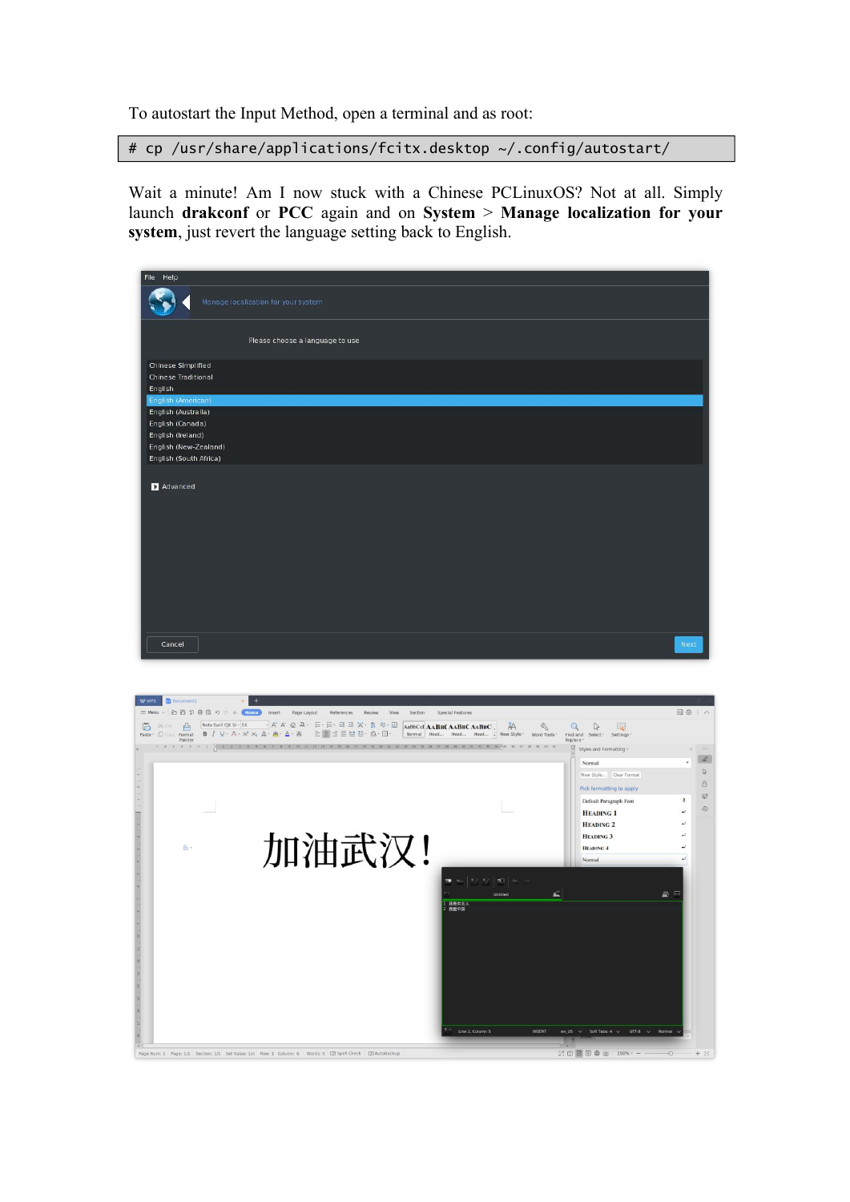To autostart the Input Method, open a terminal and as root:

```
# cp /usr/share/applications/fcitx.desktop ~/.config/autostart/
```

Wait a minute! Am I now stuck with a Chinese PCLinuxOS? Not at all. Simply launch **drakconf** or **PCC** again and on **System** > **Manage localization for your system**, just revert the language setting back to English.